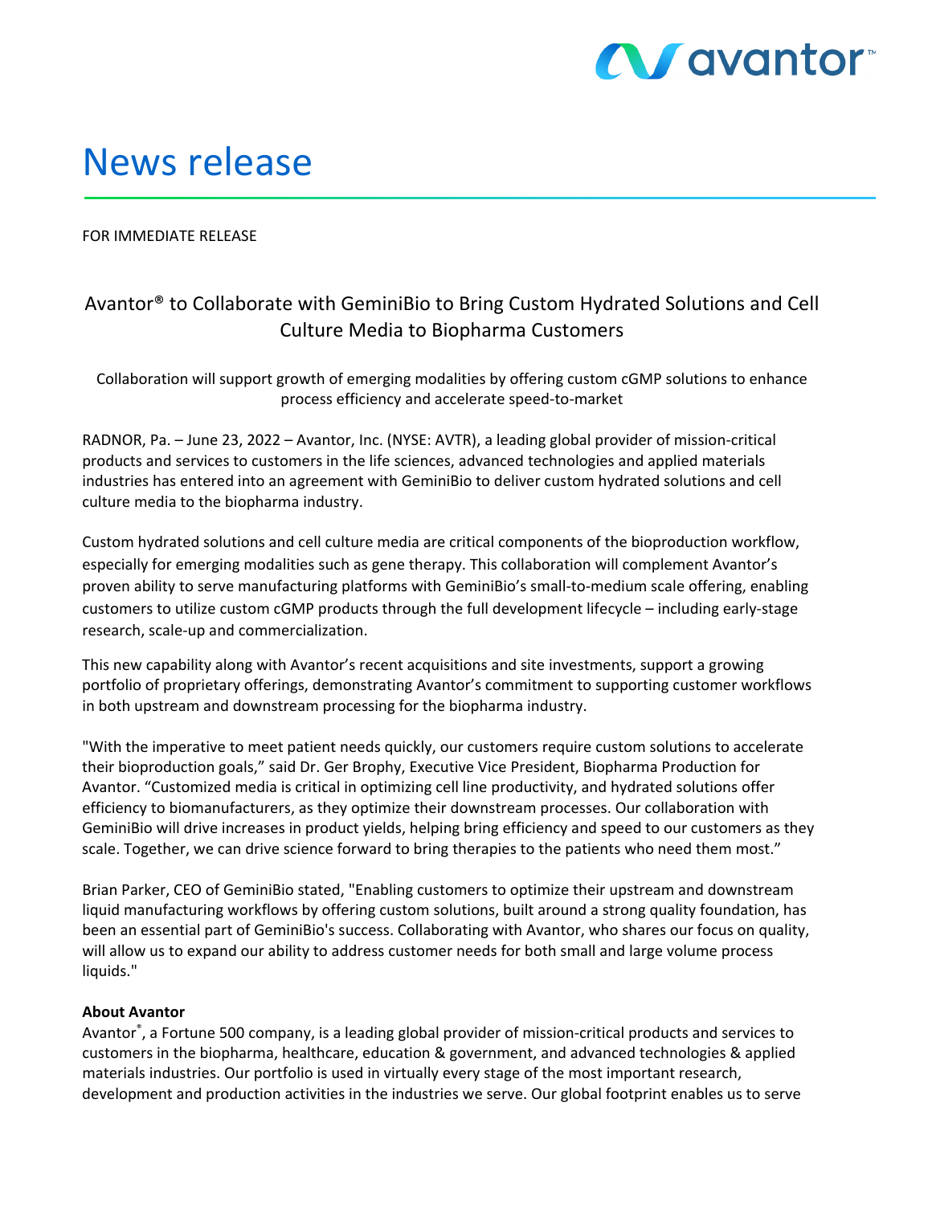# News release

FOR IMMEDIATE RELEASE

## Avantor® to Collaborate with GeminiBio to Bring Custom Hydrated Solutions and Cell Culture Media to Biopharma Customers

Collaboration will support growth of emerging modalities by offering custom cGMP solutions to enhance process efficiency and accelerate speed-to-market

RADNOR, Pa. – June 23, 2022 – Avantor, Inc. (NYSE: AVTR), a leading global provider of mission-critical products and services to customers in the life sciences, advanced technologies and applied materials industries has entered into an agreement with GeminiBio to deliver custom hydrated solutions and cell culture media to the biopharma industry.

Custom hydrated solutions and cell culture media are critical components of the bioproduction workflow, especially for emerging modalities such as gene therapy. This collaboration will complement Avantor's proven ability to serve manufacturing platforms with GeminiBio's small-to-medium scale offering, enabling customers to utilize custom cGMP products through the full development lifecycle – including early-stage research, scale-up and commercialization.

This new capability along with Avantor's recent acquisitions and site investments, support a growing portfolio of proprietary offerings, demonstrating Avantor's commitment to supporting customer workflows in both upstream and downstream processing for the biopharma industry.

"With the imperative to meet patient needs quickly, our customers require custom solutions to accelerate their bioproduction goals," said Dr. Ger Brophy, Executive Vice President, Biopharma Production for Avantor. "Customized media is critical in optimizing cell line productivity, and hydrated solutions offer efficiency to biomanufacturers, as they optimize their downstream processes. Our collaboration with GeminiBio will drive increases in product yields, helping bring efficiency and speed to our customers as they scale. Together, we can drive science forward to bring therapies to the patients who need them most."

Brian Parker, CEO of GeminiBio stated, "Enabling customers to optimize their upstream and downstream liquid manufacturing workflows by offering custom solutions, built around a strong quality foundation, has been an essential part of GeminiBio's success. Collaborating with Avantor, who shares our focus on quality, will allow us to expand our ability to address customer needs for both small and large volume process liquids."

**About Avantor**

Avantor®, a Fortune 500 company, is a leading global provider of mission-critical products and services to customers in the biopharma, healthcare, education & government, and advanced technologies & applied materials industries. Our portfolio is used in virtually every stage of the most important research, development and production activities in the industries we serve. Our global footprint enables us to serve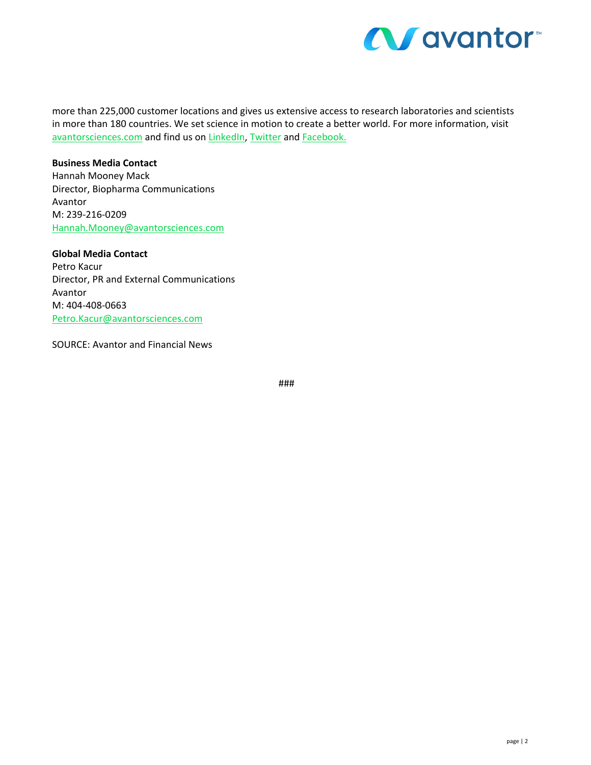more than 225,000 customer locations and gives us extensive access to research laboratories and scientists in more than 180 countries. We set science in motion to create a better world. For more information, visit avantorsciences.com and find us on LinkedIn, Twitter and Facebook.

**Business Media Contact**
Hannah Mooney Mack
Director, Biopharma Communications
Avantor
M: 239-216-0209
Hannah.Mooney@avantorsciences.com

**Global Media Contact**
Petro Kacur
Director, PR and External Communications
Avantor
M: 404-408-0663
Petro.Kacur@avantorsciences.com

SOURCE: Avantor and Financial News

###